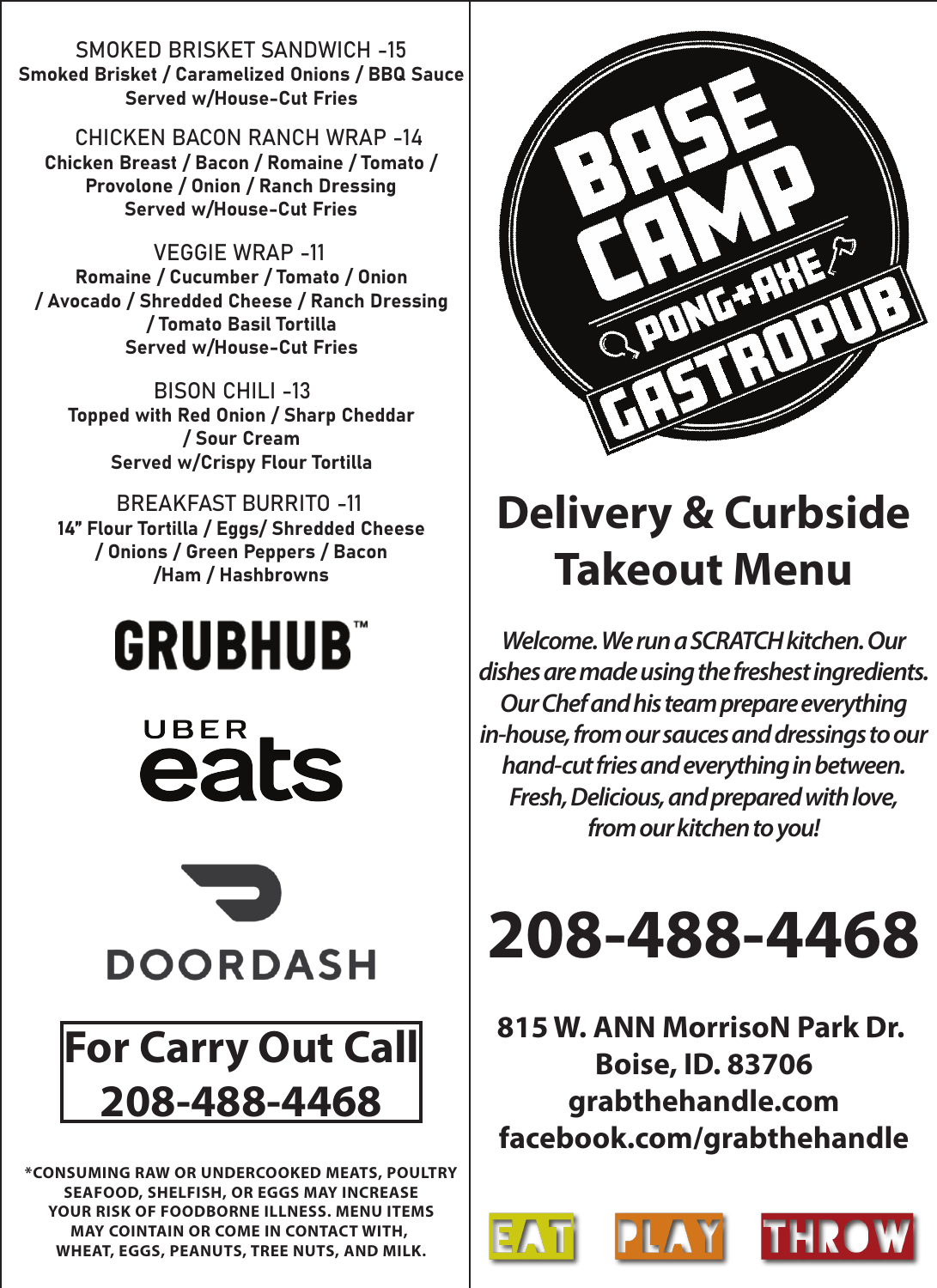SMOKED BRISKET SANDWICH -15
**Smoked Brisket / Caramelized Onions / BBQ Sauce**
**Served w/House-Cut Fries**

CHICKEN BACON RANCH WRAP -14
**Chicken Breast / Bacon / Romaine / Tomato / Provolone / Onion / Ranch Dressing**
**Served w/House-Cut Fries**

VEGGIE WRAP -11
**Romaine / Cucumber / Tomato / Onion / Avocado / Shredded Cheese / Ranch Dressing / Tomato Basil Tortilla**
**Served w/House-Cut Fries**

BISON CHILI -13
**Topped with Red Onion / Sharp Cheddar / Sour Cream**
**Served w/Crispy Flour Tortilla**

BREAKFAST BURRITO -11
**14" Flour Tortilla / Eggs/ Shredded Cheese / Onions / Green Peppers / Bacon /Ham / Hashbrowns**

GRUBHUB™

UBER eats

DOORDASH

**For Carry Out Call**
**208-488-4468**

**\*CONSUMING RAW OR UNDERCOOKED MEATS, POULTRY SEAFOOD, SHELFISH, OR EGGS MAY INCREASE YOUR RISK OF FOODBORNE ILLNESS. MENU ITEMS MAY COINTAIN OR COME IN CONTACT WITH, WHEAT, EGGS, PEANUTS, TREE NUTS, AND MILK.**

BASE CAMP PONG+AXE GASTROPUB

# Delivery & Curbside Takeout Menu

*Welcome. We run a SCRATCH kitchen. Our dishes are made using the freshest ingredients. Our Chef and his team prepare everything in-house, from our sauces and dressings to our hand-cut fries and everything in between. Fresh, Delicious, and prepared with love, from our kitchen to you!*

# 208-488-4468

**815 W. ANN MorrisoN Park Dr.**
**Boise, ID. 83706**
**grabthehandle.com**
**facebook.com/grabthehandle**

EAT PLAY THROW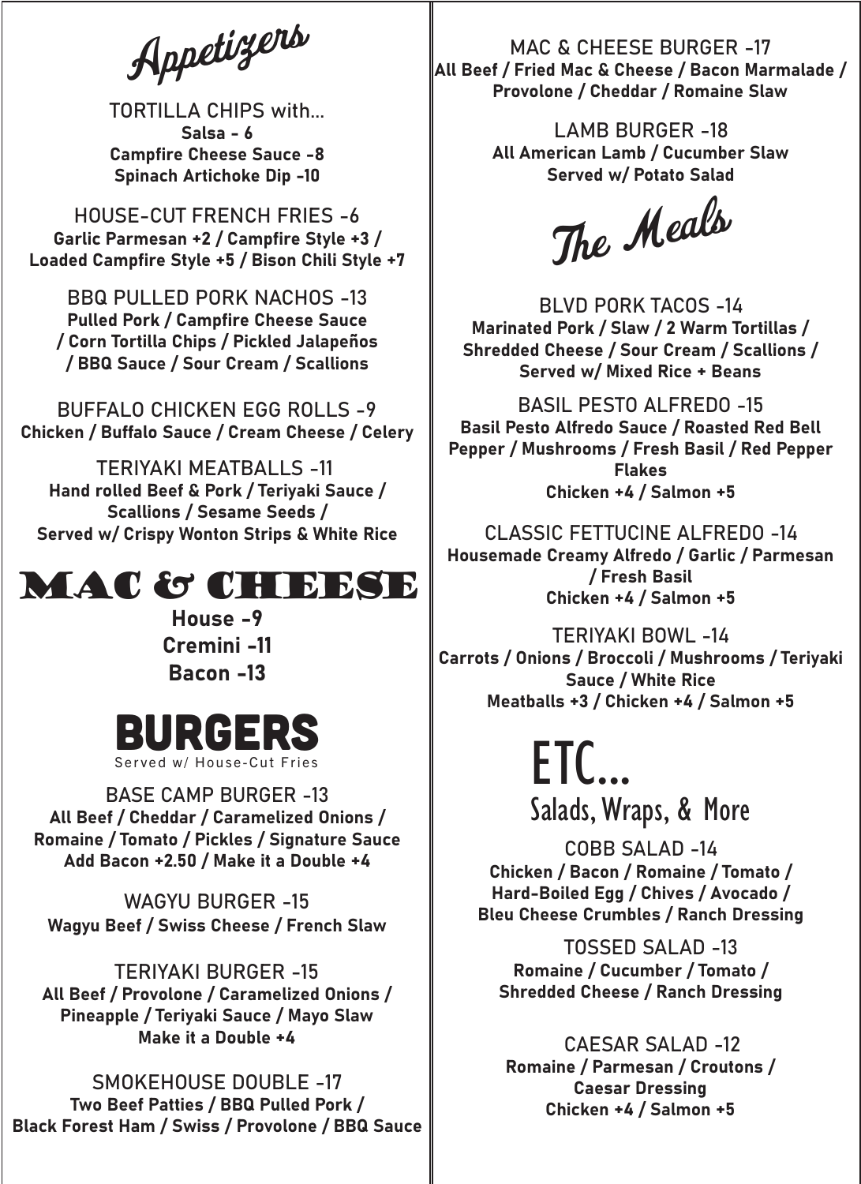# Appetizers

TORTILLA CHIPS with...
**Salsa - 6**
**Campfire Cheese Sauce -8**
**Spinach Artichoke Dip -10**

HOUSE-CUT FRENCH FRIES -6
**Garlic Parmesan +2 / Campfire Style +3 / Loaded Campfire Style +5 / Bison Chili Style +7**

BBQ PULLED PORK NACHOS -13
**Pulled Pork / Campfire Cheese Sauce / Corn Tortilla Chips / Pickled Jalapeños / BBQ Sauce / Sour Cream / Scallions**

BUFFALO CHICKEN EGG ROLLS -9
**Chicken / Buffalo Sauce / Cream Cheese / Celery**

TERIYAKI MEATBALLS -11
**Hand rolled Beef & Pork / Teriyaki Sauce / Scallions / Sesame Seeds / Served w/ Crispy Wonton Strips & White Rice**

# MAC & CHEESE

**House -9**
**Cremini -11**
**Bacon -13**

# BURGERS

Served w/ House-Cut Fries

BASE CAMP BURGER -13
**All Beef / Cheddar / Caramelized Onions / Romaine / Tomato / Pickles / Signature Sauce**
**Add Bacon +2.50 / Make it a Double +4**

WAGYU BURGER -15
**Wagyu Beef / Swiss Cheese / French Slaw**

TERIYAKI BURGER -15
**All Beef / Provolone / Caramelized Onions / Pineapple / Teriyaki Sauce / Mayo Slaw**
**Make it a Double +4**

SMOKEHOUSE DOUBLE -17
**Two Beef Patties / BBQ Pulled Pork / Black Forest Ham / Swiss / Provolone / BBQ Sauce**

MAC & CHEESE BURGER -17
**All Beef / Fried Mac & Cheese / Bacon Marmalade / Provolone / Cheddar / Romaine Slaw**

LAMB BURGER -18
**All American Lamb / Cucumber Slaw**
**Served w/ Potato Salad**

# The Meals

BLVD PORK TACOS -14
**Marinated Pork / Slaw / 2 Warm Tortillas / Shredded Cheese / Sour Cream / Scallions / Served w/ Mixed Rice + Beans**

BASIL PESTO ALFREDO -15
**Basil Pesto Alfredo Sauce / Roasted Red Bell Pepper / Mushrooms / Fresh Basil / Red Pepper Flakes**
**Chicken +4 / Salmon +5**

CLASSIC FETTUCINE ALFREDO -14
**Housemade Creamy Alfredo / Garlic / Parmesan / Fresh Basil**
**Chicken +4 / Salmon +5**

TERIYAKI BOWL -14
**Carrots / Onions / Broccoli / Mushrooms / Teriyaki Sauce / White Rice**
**Meatballs +3 / Chicken +4 / Salmon +5**

# ETC...

## Salads, Wraps, & More

COBB SALAD -14
**Chicken / Bacon / Romaine / Tomato / Hard-Boiled Egg / Chives / Avocado / Bleu Cheese Crumbles / Ranch Dressing**

TOSSED SALAD -13
**Romaine / Cucumber / Tomato / Shredded Cheese / Ranch Dressing**

CAESAR SALAD -12
**Romaine / Parmesan / Croutons / Caesar Dressing**
**Chicken +4 / Salmon +5**